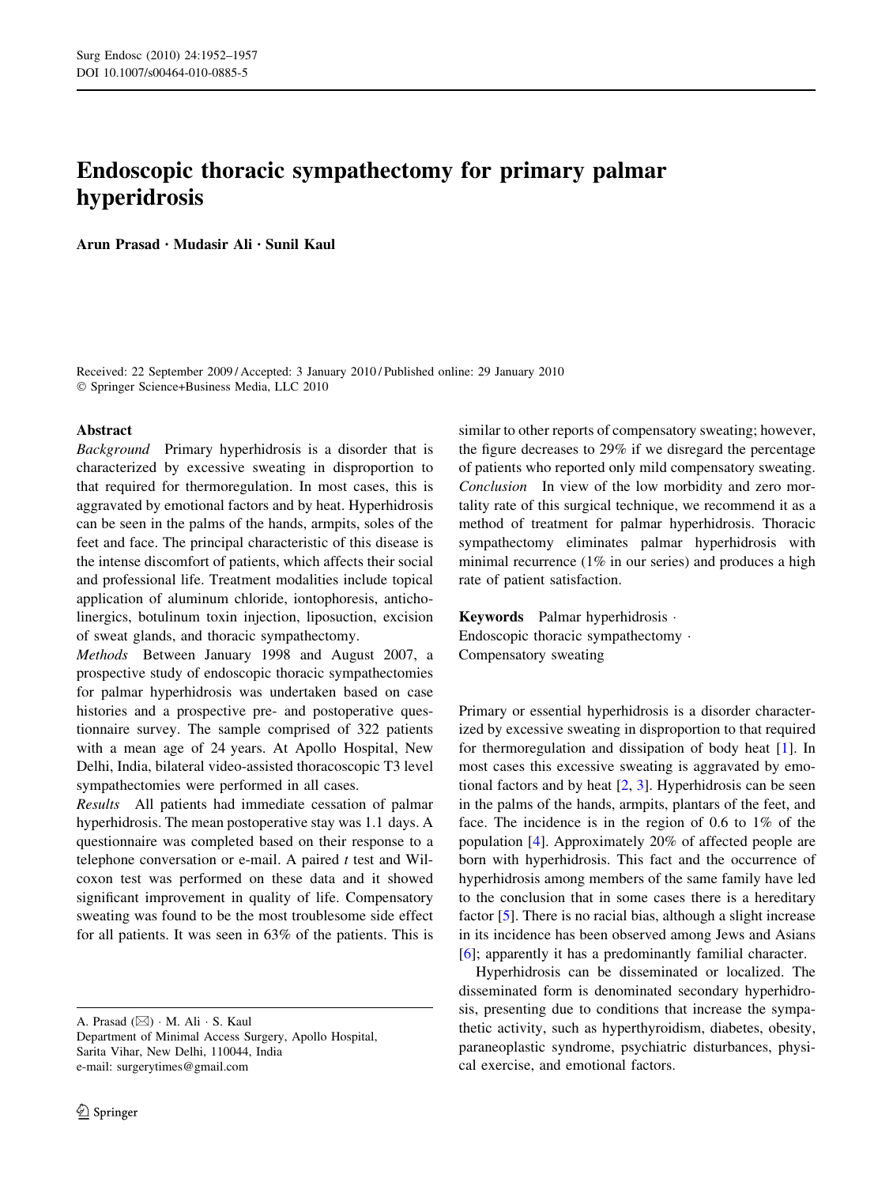# Endoscopic thoracic sympathectomy for primary palmar hyperidrosis

**Arun Prasad · Mudasir Ali · Sunil Kaul**

Received: 22 September 2009 / Accepted: 3 January 2010 / Published online: 29 January 2010
© Springer Science+Business Media, LLC 2010

## Abstract

*Background* Primary hyperhidrosis is a disorder that is characterized by excessive sweating in disproportion to that required for thermoregulation. In most cases, this is aggravated by emotional factors and by heat. Hyperhidrosis can be seen in the palms of the hands, armpits, soles of the feet and face. The principal characteristic of this disease is the intense discomfort of patients, which affects their social and professional life. Treatment modalities include topical application of aluminum chloride, iontophoresis, anticholinergics, botulinum toxin injection, liposuction, excision of sweat glands, and thoracic sympathectomy.

*Methods* Between January 1998 and August 2007, a prospective study of endoscopic thoracic sympathectomies for palmar hyperhidrosis was undertaken based on case histories and a prospective pre- and postoperative questionnaire survey. The sample comprised of 322 patients with a mean age of 24 years. At Apollo Hospital, New Delhi, India, bilateral video-assisted thoracoscopic T3 level sympathectomies were performed in all cases.

*Results* All patients had immediate cessation of palmar hyperhidrosis. The mean postoperative stay was 1.1 days. A questionnaire was completed based on their response to a telephone conversation or e-mail. A paired *t* test and Wilcoxon test was performed on these data and it showed significant improvement in quality of life. Compensatory sweating was found to be the most troublesome side effect for all patients. It was seen in 63% of the patients. This is similar to other reports of compensatory sweating; however, the figure decreases to 29% if we disregard the percentage of patients who reported only mild compensatory sweating.

*Conclusion* In view of the low morbidity and zero mortality rate of this surgical technique, we recommend it as a method of treatment for palmar hyperhidrosis. Thoracic sympathectomy eliminates palmar hyperhidrosis with minimal recurrence (1% in our series) and produces a high rate of patient satisfaction.

**Keywords** Palmar hyperhidrosis · Endoscopic thoracic sympathectomy · Compensatory sweating

A. Prasad (✉) · M. Ali · S. Kaul
Department of Minimal Access Surgery, Apollo Hospital, Sarita Vihar, New Delhi, 110044, India
e-mail: surgerytimes@gmail.com

Primary or essential hyperhidrosis is a disorder characterized by excessive sweating in disproportion to that required for thermoregulation and dissipation of body heat [1]. In most cases this excessive sweating is aggravated by emotional factors and by heat [2, 3]. Hyperhidrosis can be seen in the palms of the hands, armpits, plantars of the feet, and face. The incidence is in the region of 0.6 to 1% of the population [4]. Approximately 20% of affected people are born with hyperhidrosis. This fact and the occurrence of hyperhidrosis among members of the same family have led to the conclusion that in some cases there is a hereditary factor [5]. There is no racial bias, although a slight increase in its incidence has been observed among Jews and Asians [6]; apparently it has a predominantly familial character.

Hyperhidrosis can be disseminated or localized. The disseminated form is denominated secondary hyperhidrosis, presenting due to conditions that increase the sympathetic activity, such as hyperthyroidism, diabetes, obesity, paraneoplastic syndrome, psychiatric disturbances, physical exercise, and emotional factors.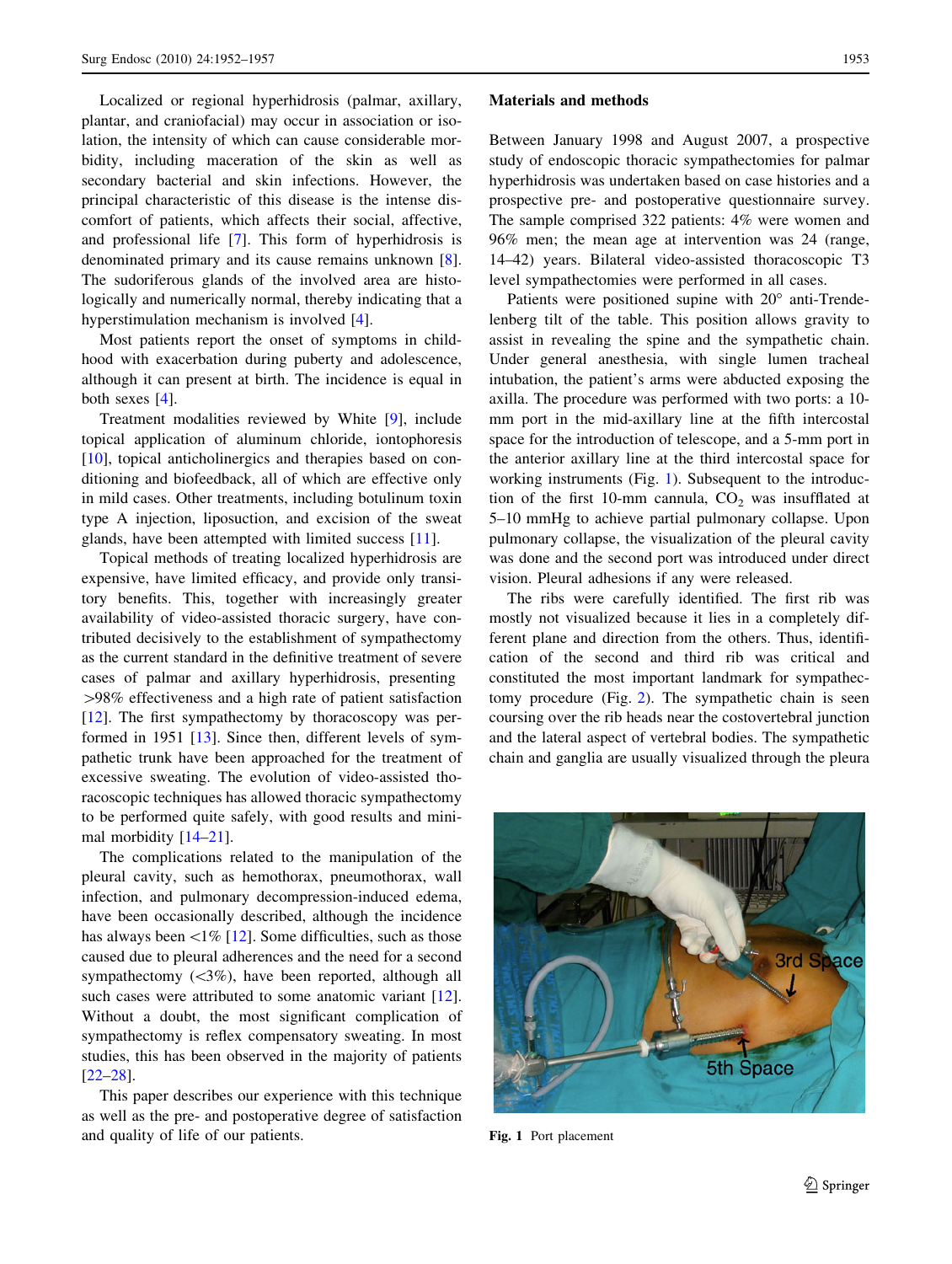Localized or regional hyperhidrosis (palmar, axillary, plantar, and craniofacial) may occur in association or isolation, the intensity of which can cause considerable morbidity, including maceration of the skin as well as secondary bacterial and skin infections. However, the principal characteristic of this disease is the intense discomfort of patients, which affects their social, affective, and professional life [7]. This form of hyperhidrosis is denominated primary and its cause remains unknown [8]. The sudoriferous glands of the involved area are histologically and numerically normal, thereby indicating that a hyperstimulation mechanism is involved [4].

Most patients report the onset of symptoms in childhood with exacerbation during puberty and adolescence, although it can present at birth. The incidence is equal in both sexes [4].

Treatment modalities reviewed by White [9], include topical application of aluminum chloride, iontophoresis [10], topical anticholinergics and therapies based on conditioning and biofeedback, all of which are effective only in mild cases. Other treatments, including botulinum toxin type A injection, liposuction, and excision of the sweat glands, have been attempted with limited success [11].

Topical methods of treating localized hyperhidrosis are expensive, have limited efficacy, and provide only transitory benefits. This, together with increasingly greater availability of video-assisted thoracic surgery, have contributed decisively to the establishment of sympathectomy as the current standard in the definitive treatment of severe cases of palmar and axillary hyperhidrosis, presenting >98% effectiveness and a high rate of patient satisfaction [12]. The first sympathectomy by thoracoscopy was performed in 1951 [13]. Since then, different levels of sympathetic trunk have been approached for the treatment of excessive sweating. The evolution of video-assisted thoracoscopic techniques has allowed thoracic sympathectomy to be performed quite safely, with good results and minimal morbidity [14–21].

The complications related to the manipulation of the pleural cavity, such as hemothorax, pneumothorax, wall infection, and pulmonary decompression-induced edema, have been occasionally described, although the incidence has always been <1% [12]. Some difficulties, such as those caused due to pleural adherences and the need for a second sympathectomy (<3%), have been reported, although all such cases were attributed to some anatomic variant [12]. Without a doubt, the most significant complication of sympathectomy is reflex compensatory sweating. In most studies, this has been observed in the majority of patients [22–28].

This paper describes our experience with this technique as well as the pre- and postoperative degree of satisfaction and quality of life of our patients.

## Materials and methods

Between January 1998 and August 2007, a prospective study of endoscopic thoracic sympathectomies for palmar hyperhidrosis was undertaken based on case histories and a prospective pre- and postoperative questionnaire survey. The sample comprised 322 patients: 4% were women and 96% men; the mean age at intervention was 24 (range, 14–42) years. Bilateral video-assisted thoracoscopic T3 level sympathectomies were performed in all cases.

Patients were positioned supine with 20° anti-Trendelenberg tilt of the table. This position allows gravity to assist in revealing the spine and the sympathetic chain. Under general anesthesia, with single lumen tracheal intubation, the patient's arms were abducted exposing the axilla. The procedure was performed with two ports: a 10-mm port in the mid-axillary line at the fifth intercostal space for the introduction of telescope, and a 5-mm port in the anterior axillary line at the third intercostal space for working instruments (Fig. 1). Subsequent to the introduction of the first 10-mm cannula, $CO_2$ was insufflated at 5–10 mmHg to achieve partial pulmonary collapse. Upon pulmonary collapse, the visualization of the pleural cavity was done and the second port was introduced under direct vision. Pleural adhesions if any were released.

The ribs were carefully identified. The first rib was mostly not visualized because it lies in a completely different plane and direction from the others. Thus, identification of the second and third rib was critical and constituted the most important landmark for sympathectomy procedure (Fig. 2). The sympathetic chain is seen coursing over the rib heads near the costovertebral junction and the lateral aspect of vertebral bodies. The sympathetic chain and ganglia are usually visualized through the pleura

**Fig. 1** Port placement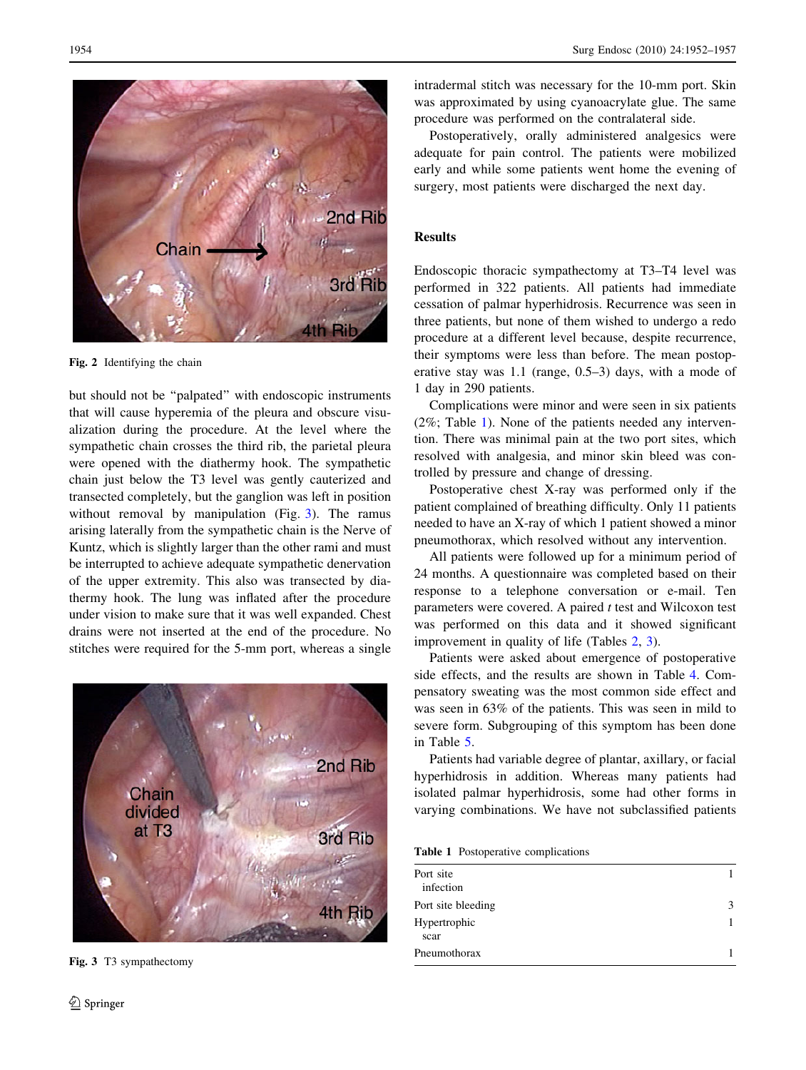Fig. 2 Identifying the chain

but should not be "palpated" with endoscopic instruments that will cause hyperemia of the pleura and obscure visualization during the procedure. At the level where the sympathetic chain crosses the third rib, the parietal pleura were opened with the diathermy hook. The sympathetic chain just below the T3 level was gently cauterized and transected completely, but the ganglion was left in position without removal by manipulation (Fig. 3). The ramus arising laterally from the sympathetic chain is the Nerve of Kuntz, which is slightly larger than the other rami and must be interrupted to achieve adequate sympathetic denervation of the upper extremity. This also was transected by diathermy hook. The lung was inflated after the procedure under vision to make sure that it was well expanded. Chest drains were not inserted at the end of the procedure. No stitches were required for the 5-mm port, whereas a single intradermal stitch was necessary for the 10-mm port. Skin was approximated by using cyanoacrylate glue. The same procedure was performed on the contralateral side.

Fig. 3 T3 sympathectomy

Postoperatively, orally administered analgesics were adequate for pain control. The patients were mobilized early and while some patients went home the evening of surgery, most patients were discharged the next day.

## Results

Endoscopic thoracic sympathectomy at T3–T4 level was performed in 322 patients. All patients had immediate cessation of palmar hyperhidrosis. Recurrence was seen in three patients, but none of them wished to undergo a redo procedure at a different level because, despite recurrence, their symptoms were less than before. The mean postoperative stay was 1.1 (range, 0.5–3) days, with a mode of 1 day in 290 patients.

Complications were minor and were seen in six patients (2%; Table 1). None of the patients needed any intervention. There was minimal pain at the two port sites, which resolved with analgesia, and minor skin bleed was controlled by pressure and change of dressing.

Postoperative chest X-ray was performed only if the patient complained of breathing difficulty. Only 11 patients needed to have an X-ray of which 1 patient showed a minor pneumothorax, which resolved without any intervention.

All patients were followed up for a minimum period of 24 months. A questionnaire was completed based on their response to a telephone conversation or e-mail. Ten parameters were covered. A paired *t* test and Wilcoxon test was performed on this data and it showed significant improvement in quality of life (Tables 2, 3).

Patients were asked about emergence of postoperative side effects, and the results are shown in Table 4. Compensatory sweating was the most common side effect and was seen in 63% of the patients. This was seen in mild to severe form. Subgrouping of this symptom has been done in Table 5.

Patients had variable degree of plantar, axillary, or facial hyperhidrosis in addition. Whereas many patients had isolated palmar hyperhidrosis, some had other forms in varying combinations. We have not subclassified patients

Table 1 Postoperative complications

| | |
|---|---|
| Port site infection | 1 |
| Port site bleeding | 3 |
| Hypertrophic scar | 1 |
| Pneumothorax | 1 |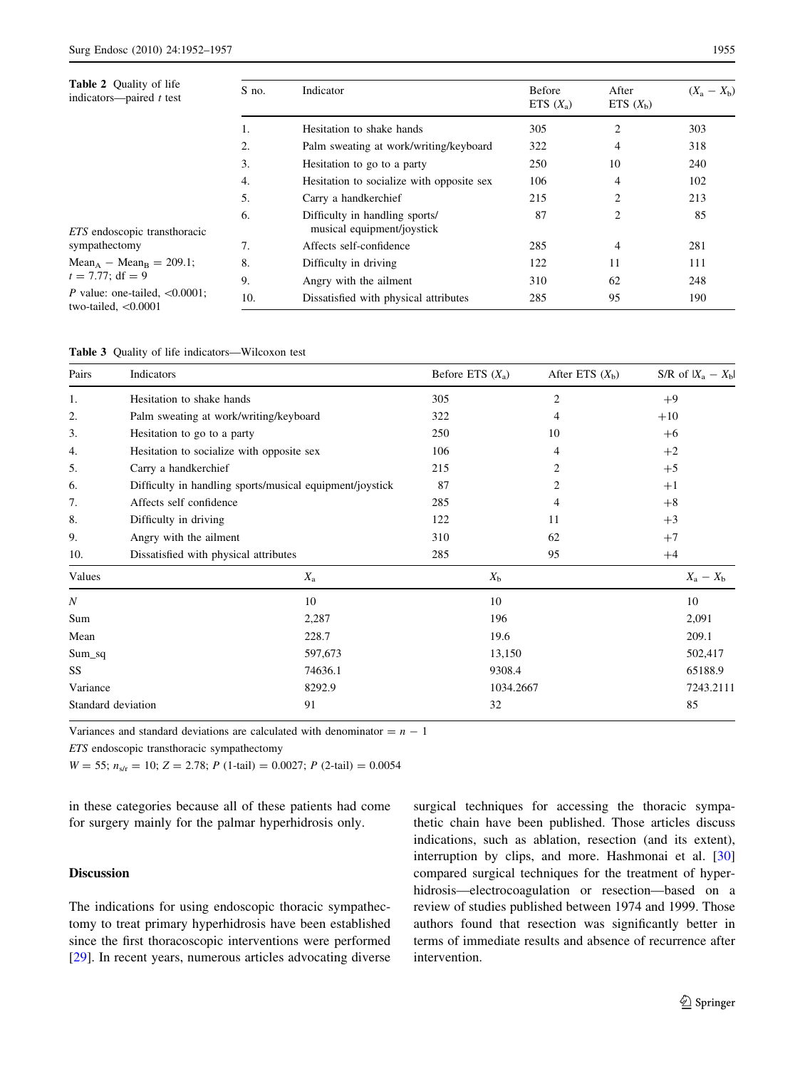**Table 2** Quality of life indicators—paired *t* test

| S no. | Indicator | Before ETS ($X_a$) | After ETS ($X_b$) | ($X_a - X_b$) |
|---|---|---|---|---|
| 1. | Hesitation to shake hands | 305 | 2 | 303 |
| 2. | Palm sweating at work/writing/keyboard | 322 | 4 | 318 |
| 3. | Hesitation to go to a party | 250 | 10 | 240 |
| 4. | Hesitation to socialize with opposite sex | 106 | 4 | 102 |
| 5. | Carry a handkerchief | 215 | 2 | 213 |
| 6. | Difficulty in handling sports/musical equipment/joystick | 87 | 2 | 85 |
| 7. | Affects self-confidence | 285 | 4 | 281 |
| 8. | Difficulty in driving | 122 | 11 | 111 |
| 9. | Angry with the ailment | 310 | 62 | 248 |
| 10. | Dissatisfied with physical attributes | 285 | 95 | 190 |

*ETS* endoscopic transthoracic sympathectomy

$\text{Mean}_A - \text{Mean}_B = 209.1$; $t = 7.77$; df = 9

*P* value: one-tailed, <0.0001; two-tailed, <0.0001

**Table 3** Quality of life indicators—Wilcoxon test

| Pairs | Indicators | Before ETS ($X_a$) | After ETS ($X_b$) | S/R of $\lvert X_a - X_b \rvert$ |
|---|---|---|---|---|
| 1. | Hesitation to shake hands | 305 | 2 | +9 |
| 2. | Palm sweating at work/writing/keyboard | 322 | 4 | +10 |
| 3. | Hesitation to go to a party | 250 | 10 | +6 |
| 4. | Hesitation to socialize with opposite sex | 106 | 4 | +2 |
| 5. | Carry a handkerchief | 215 | 2 | +5 |
| 6. | Difficulty in handling sports/musical equipment/joystick | 87 | 2 | +1 |
| 7. | Affects self confidence | 285 | 4 | +8 |
| 8. | Difficulty in driving | 122 | 11 | +3 |
| 9. | Angry with the ailment | 310 | 62 | +7 |
| 10. | Dissatisfied with physical attributes | 285 | 95 | +4 |

| Values | $X_a$ | $X_b$ | $X_a - X_b$ |
|---|---|---|---|
| *N* | 10 | 10 | 10 |
| Sum | 2,287 | 196 | 2,091 |
| Mean | 228.7 | 19.6 | 209.1 |
| Sum_sq | 597,673 | 13,150 | 502,417 |
| SS | 74636.1 | 9308.4 | 65188.9 |
| Variance | 8292.9 | 1034.2667 | 7243.2111 |
| Standard deviation | 91 | 32 | 85 |

Variances and standard deviations are calculated with denominator = $n - 1$

*ETS* endoscopic transthoracic sympathectomy

$W = 55$; $n_{s/r} = 10$; $Z = 2.78$; $P$ (1-tail) = 0.0027; $P$ (2-tail) = 0.0054

in these categories because all of these patients had come for surgery mainly for the palmar hyperhidrosis only.

## Discussion

The indications for using endoscopic thoracic sympathectomy to treat primary hyperhidrosis have been established since the first thoracoscopic interventions were performed [29]. In recent years, numerous articles advocating diverse surgical techniques for accessing the thoracic sympathetic chain have been published. Those articles discuss indications, such as ablation, resection (and its extent), interruption by clips, and more. Hashmonai et al. [30] compared surgical techniques for the treatment of hyperhidrosis—electrocoagulation or resection—based on a review of studies published between 1974 and 1999. Those authors found that resection was significantly better in terms of immediate results and absence of recurrence after intervention.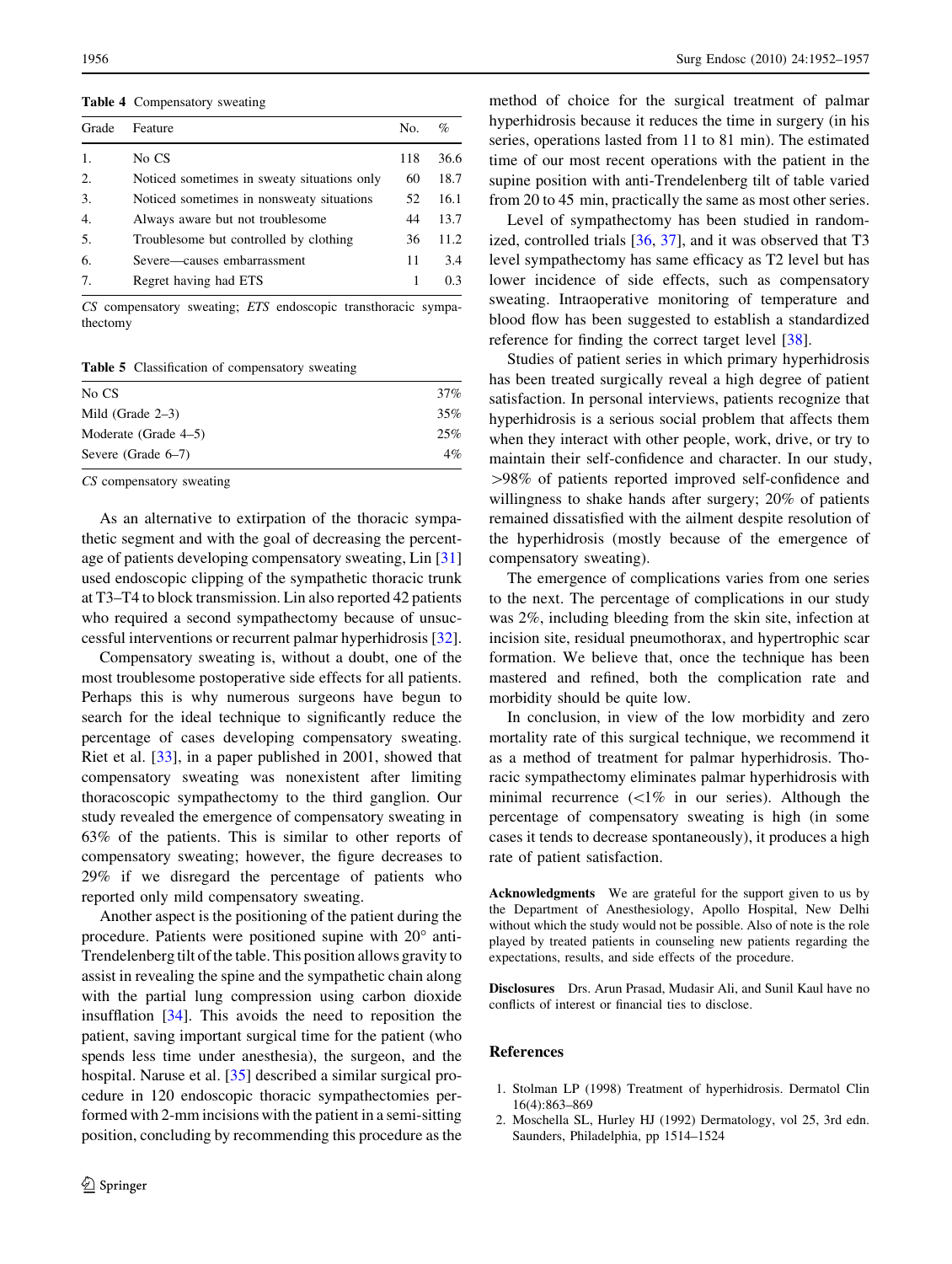**Table 4** Compensatory sweating

| Grade | Feature | No. | % |
|---|---|---|---|
| 1. | No CS | 118 | 36.6 |
| 2. | Noticed sometimes in sweaty situations only | 60 | 18.7 |
| 3. | Noticed sometimes in nonsweaty situations | 52 | 16.1 |
| 4. | Always aware but not troublesome | 44 | 13.7 |
| 5. | Troublesome but controlled by clothing | 36 | 11.2 |
| 6. | Severe—causes embarrassment | 11 | 3.4 |
| 7. | Regret having had ETS | 1 | 0.3 |

*CS* compensatory sweating; *ETS* endoscopic transthoracic sympathectomy

**Table 5** Classification of compensatory sweating

| | |
|---|---|
| No CS | 37% |
| Mild (Grade 2–3) | 35% |
| Moderate (Grade 4–5) | 25% |
| Severe (Grade 6–7) | 4% |

*CS* compensatory sweating

As an alternative to extirpation of the thoracic sympathetic segment and with the goal of decreasing the percentage of patients developing compensatory sweating, Lin [31] used endoscopic clipping of the sympathetic thoracic trunk at T3–T4 to block transmission. Lin also reported 42 patients who required a second sympathectomy because of unsuccessful interventions or recurrent palmar hyperhidrosis [32].

Compensatory sweating is, without a doubt, one of the most troublesome postoperative side effects for all patients. Perhaps this is why numerous surgeons have begun to search for the ideal technique to significantly reduce the percentage of cases developing compensatory sweating. Riet et al. [33], in a paper published in 2001, showed that compensatory sweating was nonexistent after limiting thoracoscopic sympathectomy to the third ganglion. Our study revealed the emergence of compensatory sweating in 63% of the patients. This is similar to other reports of compensatory sweating; however, the figure decreases to 29% if we disregard the percentage of patients who reported only mild compensatory sweating.

Another aspect is the positioning of the patient during the procedure. Patients were positioned supine with 20° anti-Trendelenberg tilt of the table. This position allows gravity to assist in revealing the spine and the sympathetic chain along with the partial lung compression using carbon dioxide insufflation [34]. This avoids the need to reposition the patient, saving important surgical time for the patient (who spends less time under anesthesia), the surgeon, and the hospital. Naruse et al. [35] described a similar surgical procedure in 120 endoscopic thoracic sympathectomies performed with 2-mm incisions with the patient in a semi-sitting position, concluding by recommending this procedure as the method of choice for the surgical treatment of palmar hyperhidrosis because it reduces the time in surgery (in his series, operations lasted from 11 to 81 min). The estimated time of our most recent operations with the patient in the supine position with anti-Trendelenberg tilt of table varied from 20 to 45 min, practically the same as most other series.

Level of sympathectomy has been studied in randomized, controlled trials [36, 37], and it was observed that T3 level sympathectomy has same efficacy as T2 level but has lower incidence of side effects, such as compensatory sweating. Intraoperative monitoring of temperature and blood flow has been suggested to establish a standardized reference for finding the correct target level [38].

Studies of patient series in which primary hyperhidrosis has been treated surgically reveal a high degree of patient satisfaction. In personal interviews, patients recognize that hyperhidrosis is a serious social problem that affects them when they interact with other people, work, drive, or try to maintain their self-confidence and character. In our study, >98% of patients reported improved self-confidence and willingness to shake hands after surgery; 20% of patients remained dissatisfied with the ailment despite resolution of the hyperhidrosis (mostly because of the emergence of compensatory sweating).

The emergence of complications varies from one series to the next. The percentage of complications in our study was 2%, including bleeding from the skin site, infection at incision site, residual pneumothorax, and hypertrophic scar formation. We believe that, once the technique has been mastered and refined, both the complication rate and morbidity should be quite low.

In conclusion, in view of the low morbidity and zero mortality rate of this surgical technique, we recommend it as a method of treatment for palmar hyperhidrosis. Thoracic sympathectomy eliminates palmar hyperhidrosis with minimal recurrence (<1% in our series). Although the percentage of compensatory sweating is high (in some cases it tends to decrease spontaneously), it produces a high rate of patient satisfaction.

**Acknowledgments** We are grateful for the support given to us by the Department of Anesthesiology, Apollo Hospital, New Delhi without which the study would not be possible. Also of note is the role played by treated patients in counseling new patients regarding the expectations, results, and side effects of the procedure.

**Disclosures** Drs. Arun Prasad, Mudasir Ali, and Sunil Kaul have no conflicts of interest or financial ties to disclose.

## References

1. Stolman LP (1998) Treatment of hyperhidrosis. Dermatol Clin 16(4):863–869
2. Moschella SL, Hurley HJ (1992) Dermatology, vol 25, 3rd edn. Saunders, Philadelphia, pp 1514–1524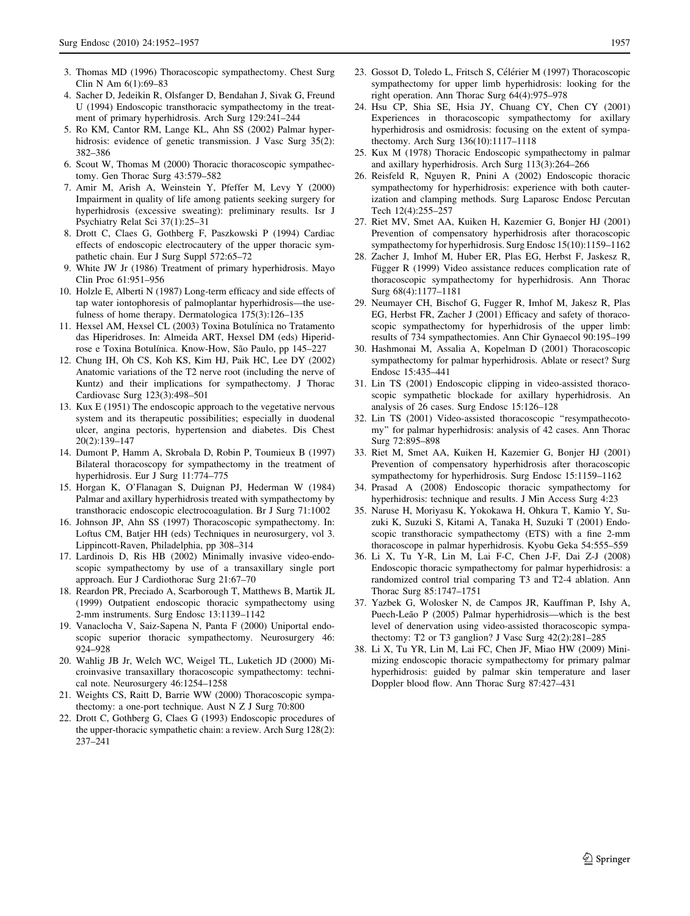3. Thomas MD (1996) Thoracoscopic sympathectomy. Chest Surg Clin N Am 6(1):69–83
4. Sacher D, Jedeikin R, Olsfanger D, Bendahan J, Sivak G, Freund U (1994) Endoscopic transthoracic sympathectomy in the treatment of primary hyperhidrosis. Arch Surg 129:241–244
5. Ro KM, Cantor RM, Lange KL, Ahn SS (2002) Palmar hyperhidrosis: evidence of genetic transmission. J Vasc Surg 35(2): 382–386
6. Scout W, Thomas M (2000) Thoracic thoracoscopic sympathectomy. Gen Thorac Surg 43:579–582
7. Amir M, Arish A, Weinstein Y, Pfeffer M, Levy Y (2000) Impairment in quality of life among patients seeking surgery for hyperhidrosis (excessive sweating): preliminary results. Isr J Psychiatry Relat Sci 37(1):25–31
8. Drott C, Claes G, Gothberg F, Paszkowski P (1994) Cardiac effects of endoscopic electrocautery of the upper thoracic sympathetic chain. Eur J Surg Suppl 572:65–72
9. White JW Jr (1986) Treatment of primary hyperhidrosis. Mayo Clin Proc 61:951–956
10. Holzle E, Alberti N (1987) Long-term efficacy and side effects of tap water iontophoresis of palmoplantar hyperhidrosis—the usefulness of home therapy. Dermatologica 175(3):126–135
11. Hexsel AM, Hexsel CL (2003) Toxina Botulínica no Tratamento das Hiperidroses. In: Almeida ART, Hexsel DM (eds) Hiperidrose e Toxina Botulínica. Know-How, São Paulo, pp 145–227
12. Chung IH, Oh CS, Koh KS, Kim HJ, Paik HC, Lee DY (2002) Anatomic variations of the T2 nerve root (including the nerve of Kuntz) and their implications for sympathectomy. J Thorac Cardiovasc Surg 123(3):498–501
13. Kux E (1951) The endoscopic approach to the vegetative nervous system and its therapeutic possibilities; especially in duodenal ulcer, angina pectoris, hypertension and diabetes. Dis Chest 20(2):139–147
14. Dumont P, Hamm A, Skrobala D, Robin P, Toumieux B (1997) Bilateral thoracoscopy for sympathectomy in the treatment of hyperhidrosis. Eur J Surg 11:774–775
15. Horgan K, O'Flanagan S, Duignan PJ, Hederman W (1984) Palmar and axillary hyperhidrosis treated with sympathectomy by transthoracic endoscopic electrocoagulation. Br J Surg 71:1002
16. Johnson JP, Ahn SS (1997) Thoracoscopic sympathectomy. In: Loftus CM, Batjer HH (eds) Techniques in neurosurgery, vol 3. Lippincott-Raven, Philadelphia, pp 308–314
17. Lardinois D, Ris HB (2002) Minimally invasive video-endoscopic sympathectomy by use of a transaxillary single port approach. Eur J Cardiothorac Surg 21:67–70
18. Reardon PR, Preciado A, Scarborough T, Matthews B, Martik JL (1999) Outpatient endoscopic thoracic sympathectomy using 2-mm instruments. Surg Endosc 13:1139–1142
19. Vanaclocha V, Saiz-Sapena N, Panta F (2000) Uniportal endoscopic superior thoracic sympathectomy. Neurosurgery 46: 924–928
20. Wahlig JB Jr, Welch WC, Weigel TL, Luketich JD (2000) Microinvasive transaxillary thoracoscopic sympathectomy: technical note. Neurosurgery 46:1254–1258
21. Weights CS, Raitt D, Barrie WW (2000) Thoracoscopic sympathectomy: a one-port technique. Aust N Z J Surg 70:800
22. Drott C, Gothberg G, Claes G (1993) Endoscopic procedures of the upper-thoracic sympathetic chain: a review. Arch Surg 128(2): 237–241
23. Gossot D, Toledo L, Fritsch S, Célérier M (1997) Thoracoscopic sympathectomy for upper limb hyperhidrosis: looking for the right operation. Ann Thorac Surg 64(4):975–978
24. Hsu CP, Shia SE, Hsia JY, Chuang CY, Chen CY (2001) Experiences in thoracoscopic sympathectomy for axillary hyperhidrosis and osmidrosis: focusing on the extent of sympathectomy. Arch Surg 136(10):1117–1118
25. Kux M (1978) Thoracic Endoscopic sympathectomy in palmar and axillary hyperhidrosis. Arch Surg 113(3):264–266
26. Reisfeld R, Nguyen R, Pnini A (2002) Endoscopic thoracic sympathectomy for hyperhidrosis: experience with both cauterization and clamping methods. Surg Laparosc Endosc Percutan Tech 12(4):255–257
27. Riet MV, Smet AA, Kuiken H, Kazemier G, Bonjer HJ (2001) Prevention of compensatory hyperhidrosis after thoracoscopic sympathectomy for hyperhidrosis. Surg Endosc 15(10):1159–1162
28. Zacher J, Imhof M, Huber ER, Plas EG, Herbst F, Jaskesz R, Függer R (1999) Video assistance reduces complication rate of thoracoscopic sympathectomy for hyperhidrosis. Ann Thorac Surg 68(4):1177–1181
29. Neumayer CH, Bischof G, Fugger R, Imhof M, Jakesz R, Plas EG, Herbst FR, Zacher J (2001) Efficacy and safety of thoracoscopic sympathectomy for hyperhidrosis of the upper limb: results of 734 sympathectomies. Ann Chir Gynaecol 90:195–199
30. Hashmonai M, Assalia A, Kopelman D (2001) Thoracoscopic sympathectomy for palmar hyperhidrosis. Ablate or resect? Surg Endosc 15:435–441
31. Lin TS (2001) Endoscopic clipping in video-assisted thoracoscopic sympathetic blockade for axillary hyperhidrosis. An analysis of 26 cases. Surg Endosc 15:126–128
32. Lin TS (2001) Video-assisted thoracoscopic "resympathecotomy" for palmar hyperhidrosis: analysis of 42 cases. Ann Thorac Surg 72:895–898
33. Riet M, Smet AA, Kuiken H, Kazemier G, Bonjer HJ (2001) Prevention of compensatory hyperhidrosis after thoracoscopic sympathectomy for hyperhidrosis. Surg Endosc 15:1159–1162
34. Prasad A (2008) Endoscopic thoracic sympathectomy for hyperhidrosis: technique and results. J Min Access Surg 4:23
35. Naruse H, Moriyasu K, Yokokawa H, Ohkura T, Kamio Y, Suzuki K, Suzuki S, Kitami A, Tanaka H, Suzuki T (2001) Endoscopic transthoracic sympathectomy (ETS) with a fine 2-mm thoracoscope in palmar hyperhidrosis. Kyobu Geka 54:555–559
36. Li X, Tu Y-R, Lin M, Lai F-C, Chen J-F, Dai Z-J (2008) Endoscopic thoracic sympathectomy for palmar hyperhidrosis: a randomized control trial comparing T3 and T2-4 ablation. Ann Thorac Surg 85:1747–1751
37. Yazbek G, Wolosker N, de Campos JR, Kauffman P, Ishy A, Puech-Leão P (2005) Palmar hyperhidrosis—which is the best level of denervation using video-assisted thoracoscopic sympathectomy: T2 or T3 ganglion? J Vasc Surg 42(2):281–285
38. Li X, Tu YR, Lin M, Lai FC, Chen JF, Miao HW (2009) Minimizing endoscopic thoracic sympathectomy for primary palmar hyperhidrosis: guided by palmar skin temperature and laser Doppler blood flow. Ann Thorac Surg 87:427–431